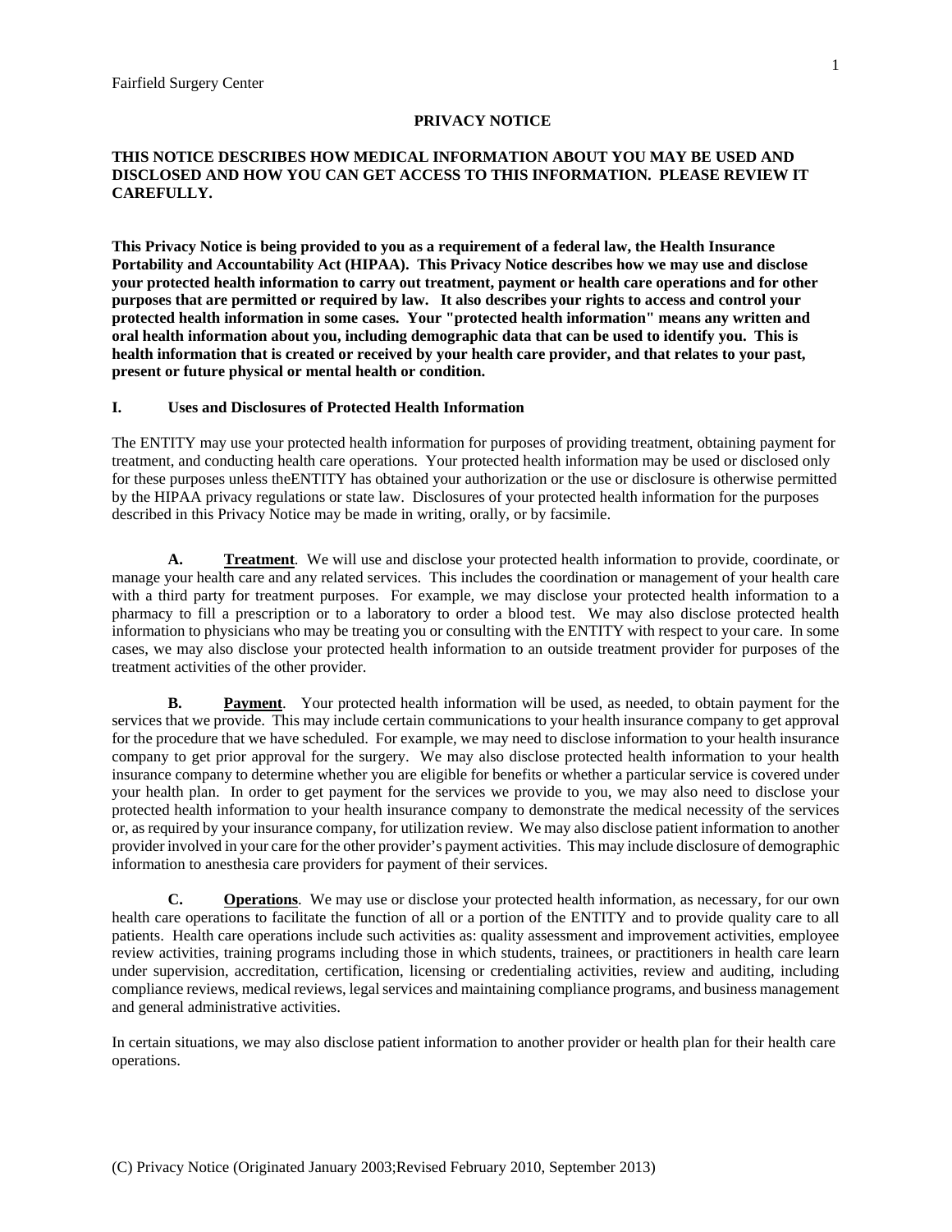Fairfield Surgery Center

# PRIVACY NOTICE

**THIS NOTICE DESCRIBES HOW MEDICAL INFORMATION ABOUT YOU MAY BE USED AND DISCLOSED AND HOW YOU CAN GET ACCESS TO THIS INFORMATION. PLEASE REVIEW IT CAREFULLY.**

**This Privacy Notice is being provided to you as a requirement of a federal law, the Health Insurance Portability and Accountability Act (HIPAA). This Privacy Notice describes how we may use and disclose your protected health information to carry out treatment, payment or health care operations and for other purposes that are permitted or required by law. It also describes your rights to access and control your protected health information in some cases. Your "protected health information" means any written and oral health information about you, including demographic data that can be used to identify you. This is health information that is created or received by your health care provider, and that relates to your past, present or future physical or mental health or condition.**

## I. Uses and Disclosures of Protected Health Information

The ENTITY may use your protected health information for purposes of providing treatment, obtaining payment for treatment, and conducting health care operations. Your protected health information may be used or disclosed only for these purposes unless theENTITY has obtained your authorization or the use or disclosure is otherwise permitted by the HIPAA privacy regulations or state law. Disclosures of your protected health information for the purposes described in this Privacy Notice may be made in writing, orally, or by facsimile.

**A. Treatment**. We will use and disclose your protected health information to provide, coordinate, or manage your health care and any related services. This includes the coordination or management of your health care with a third party for treatment purposes. For example, we may disclose your protected health information to a pharmacy to fill a prescription or to a laboratory to order a blood test. We may also disclose protected health information to physicians who may be treating you or consulting with the ENTITY with respect to your care. In some cases, we may also disclose your protected health information to an outside treatment provider for purposes of the treatment activities of the other provider.

**B. Payment**. Your protected health information will be used, as needed, to obtain payment for the services that we provide. This may include certain communications to your health insurance company to get approval for the procedure that we have scheduled. For example, we may need to disclose information to your health insurance company to get prior approval for the surgery. We may also disclose protected health information to your health insurance company to determine whether you are eligible for benefits or whether a particular service is covered under your health plan. In order to get payment for the services we provide to you, we may also need to disclose your protected health information to your health insurance company to demonstrate the medical necessity of the services or, as required by your insurance company, for utilization review. We may also disclose patient information to another provider involved in your care for the other provider's payment activities. This may include disclosure of demographic information to anesthesia care providers for payment of their services.

**C. Operations**. We may use or disclose your protected health information, as necessary, for our own health care operations to facilitate the function of all or a portion of the ENTITY and to provide quality care to all patients. Health care operations include such activities as: quality assessment and improvement activities, employee review activities, training programs including those in which students, trainees, or practitioners in health care learn under supervision, accreditation, certification, licensing or credentialing activities, review and auditing, including compliance reviews, medical reviews, legal services and maintaining compliance programs, and business management and general administrative activities.

In certain situations, we may also disclose patient information to another provider or health plan for their health care operations.

(C) Privacy Notice (Originated January 2003;Revised February 2010, September 2013)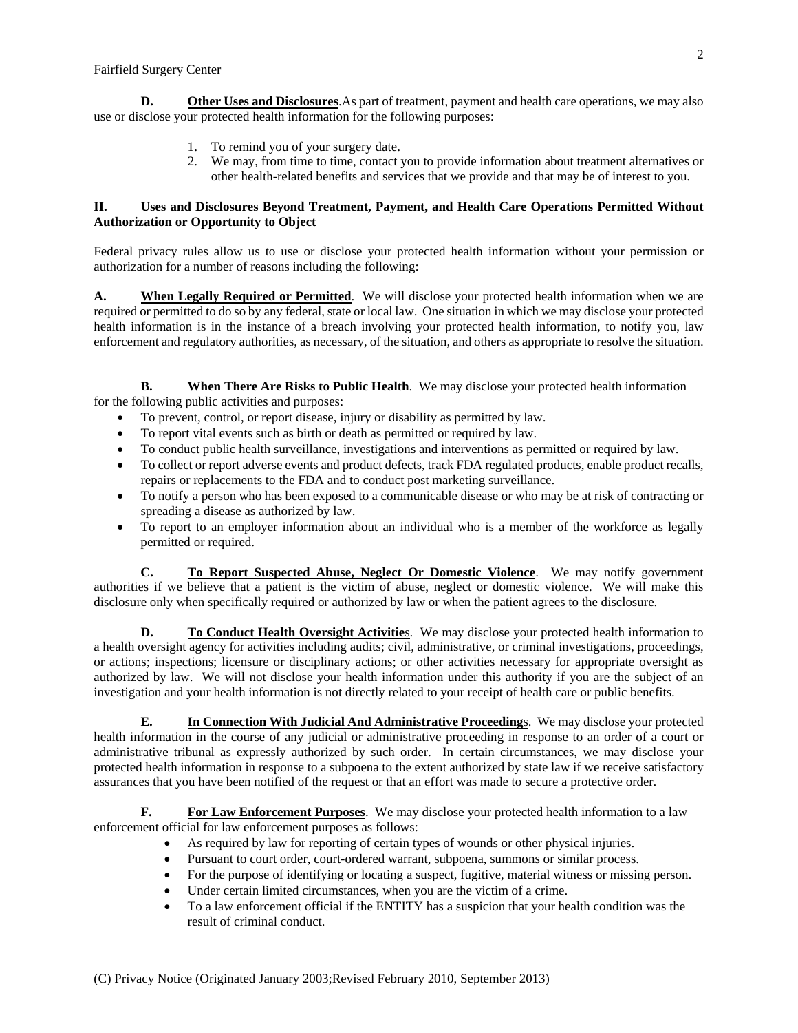**D. Other Uses and Disclosures**.As part of treatment, payment and health care operations, we may also use or disclose your protected health information for the following purposes:

1. To remind you of your surgery date.
2. We may, from time to time, contact you to provide information about treatment alternatives or other health-related benefits and services that we provide and that may be of interest to you.

## II. Uses and Disclosures Beyond Treatment, Payment, and Health Care Operations Permitted Without Authorization or Opportunity to Object

Federal privacy rules allow us to use or disclose your protected health information without your permission or authorization for a number of reasons including the following:

**A. When Legally Required or Permitted**. We will disclose your protected health information when we are required or permitted to do so by any federal, state or local law. One situation in which we may disclose your protected health information is in the instance of a breach involving your protected health information, to notify you, law enforcement and regulatory authorities, as necessary, of the situation, and others as appropriate to resolve the situation.

**B. When There Are Risks to Public Health**. We may disclose your protected health information for the following public activities and purposes:

- To prevent, control, or report disease, injury or disability as permitted by law.
- To report vital events such as birth or death as permitted or required by law.
- To conduct public health surveillance, investigations and interventions as permitted or required by law.
- To collect or report adverse events and product defects, track FDA regulated products, enable product recalls, repairs or replacements to the FDA and to conduct post marketing surveillance.
- To notify a person who has been exposed to a communicable disease or who may be at risk of contracting or spreading a disease as authorized by law.
- To report to an employer information about an individual who is a member of the workforce as legally permitted or required.

**C. To Report Suspected Abuse, Neglect Or Domestic Violence**. We may notify government authorities if we believe that a patient is the victim of abuse, neglect or domestic violence. We will make this disclosure only when specifically required or authorized by law or when the patient agrees to the disclosure.

**D. To Conduct Health Oversight Activities**. We may disclose your protected health information to a health oversight agency for activities including audits; civil, administrative, or criminal investigations, proceedings, or actions; inspections; licensure or disciplinary actions; or other activities necessary for appropriate oversight as authorized by law. We will not disclose your health information under this authority if you are the subject of an investigation and your health information is not directly related to your receipt of health care or public benefits.

**E. In Connection With Judicial And Administrative Proceedings**. We may disclose your protected health information in the course of any judicial or administrative proceeding in response to an order of a court or administrative tribunal as expressly authorized by such order. In certain circumstances, we may disclose your protected health information in response to a subpoena to the extent authorized by state law if we receive satisfactory assurances that you have been notified of the request or that an effort was made to secure a protective order.

**F. For Law Enforcement Purposes**. We may disclose your protected health information to a law enforcement official for law enforcement purposes as follows:

- As required by law for reporting of certain types of wounds or other physical injuries.
- Pursuant to court order, court-ordered warrant, subpoena, summons or similar process.
- For the purpose of identifying or locating a suspect, fugitive, material witness or missing person.
- Under certain limited circumstances, when you are the victim of a crime.
- To a law enforcement official if the ENTITY has a suspicion that your health condition was the result of criminal conduct.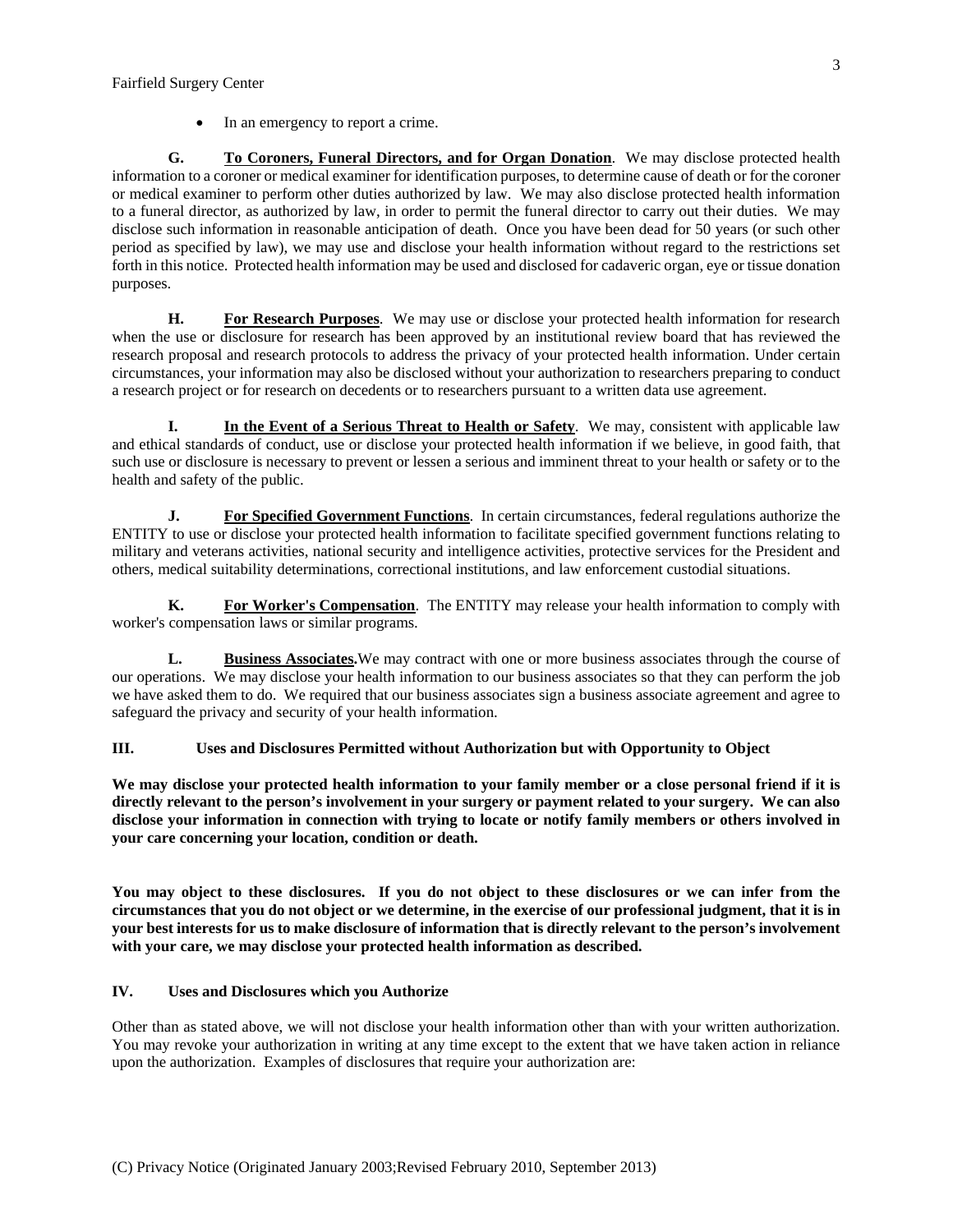- In an emergency to report a crime.

**G. To Coroners, Funeral Directors, and for Organ Donation**. We may disclose protected health information to a coroner or medical examiner for identification purposes, to determine cause of death or for the coroner or medical examiner to perform other duties authorized by law. We may also disclose protected health information to a funeral director, as authorized by law, in order to permit the funeral director to carry out their duties. We may disclose such information in reasonable anticipation of death. Once you have been dead for 50 years (or such other period as specified by law), we may use and disclose your health information without regard to the restrictions set forth in this notice. Protected health information may be used and disclosed for cadaveric organ, eye or tissue donation purposes.

**H. For Research Purposes**. We may use or disclose your protected health information for research when the use or disclosure for research has been approved by an institutional review board that has reviewed the research proposal and research protocols to address the privacy of your protected health information. Under certain circumstances, your information may also be disclosed without your authorization to researchers preparing to conduct a research project or for research on decedents or to researchers pursuant to a written data use agreement.

**I. In the Event of a Serious Threat to Health or Safety**. We may, consistent with applicable law and ethical standards of conduct, use or disclose your protected health information if we believe, in good faith, that such use or disclosure is necessary to prevent or lessen a serious and imminent threat to your health or safety or to the health and safety of the public.

**J. For Specified Government Functions**. In certain circumstances, federal regulations authorize the ENTITY to use or disclose your protected health information to facilitate specified government functions relating to military and veterans activities, national security and intelligence activities, protective services for the President and others, medical suitability determinations, correctional institutions, and law enforcement custodial situations.

**K. For Worker's Compensation**. The ENTITY may release your health information to comply with worker's compensation laws or similar programs.

**L. Business Associates.**We may contract with one or more business associates through the course of our operations. We may disclose your health information to our business associates so that they can perform the job we have asked them to do. We required that our business associates sign a business associate agreement and agree to safeguard the privacy and security of your health information.

## III. Uses and Disclosures Permitted without Authorization but with Opportunity to Object

**We may disclose your protected health information to your family member or a close personal friend if it is directly relevant to the person's involvement in your surgery or payment related to your surgery. We can also disclose your information in connection with trying to locate or notify family members or others involved in your care concerning your location, condition or death.**

**You may object to these disclosures. If you do not object to these disclosures or we can infer from the circumstances that you do not object or we determine, in the exercise of our professional judgment, that it is in your best interests for us to make disclosure of information that is directly relevant to the person's involvement with your care, we may disclose your protected health information as described.**

## IV. Uses and Disclosures which you Authorize

Other than as stated above, we will not disclose your health information other than with your written authorization. You may revoke your authorization in writing at any time except to the extent that we have taken action in reliance upon the authorization. Examples of disclosures that require your authorization are: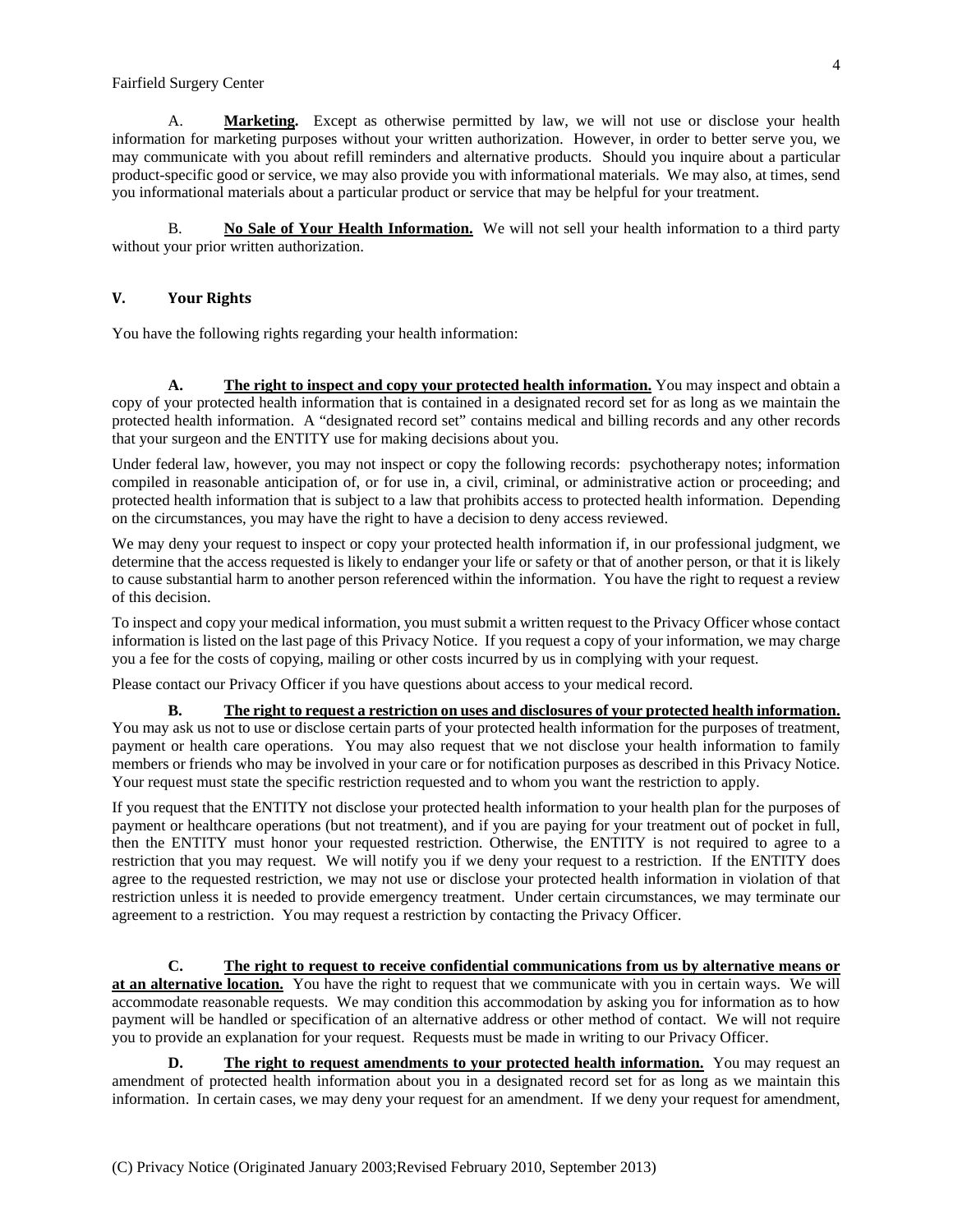A. **Marketing.** Except as otherwise permitted by law, we will not use or disclose your health information for marketing purposes without your written authorization. However, in order to better serve you, we may communicate with you about refill reminders and alternative products. Should you inquire about a particular product-specific good or service, we may also provide you with informational materials. We may also, at times, send you informational materials about a particular product or service that may be helpful for your treatment.

B. **No Sale of Your Health Information.** We will not sell your health information to a third party without your prior written authorization.

## V. Your Rights

You have the following rights regarding your health information:

**A. The right to inspect and copy your protected health information.** You may inspect and obtain a copy of your protected health information that is contained in a designated record set for as long as we maintain the protected health information. A "designated record set" contains medical and billing records and any other records that your surgeon and the ENTITY use for making decisions about you.

Under federal law, however, you may not inspect or copy the following records: psychotherapy notes; information compiled in reasonable anticipation of, or for use in, a civil, criminal, or administrative action or proceeding; and protected health information that is subject to a law that prohibits access to protected health information. Depending on the circumstances, you may have the right to have a decision to deny access reviewed.

We may deny your request to inspect or copy your protected health information if, in our professional judgment, we determine that the access requested is likely to endanger your life or safety or that of another person, or that it is likely to cause substantial harm to another person referenced within the information. You have the right to request a review of this decision.

To inspect and copy your medical information, you must submit a written request to the Privacy Officer whose contact information is listed on the last page of this Privacy Notice. If you request a copy of your information, we may charge you a fee for the costs of copying, mailing or other costs incurred by us in complying with your request.

Please contact our Privacy Officer if you have questions about access to your medical record.

**B. The right to request a restriction on uses and disclosures of your protected health information.** You may ask us not to use or disclose certain parts of your protected health information for the purposes of treatment, payment or health care operations. You may also request that we not disclose your health information to family members or friends who may be involved in your care or for notification purposes as described in this Privacy Notice. Your request must state the specific restriction requested and to whom you want the restriction to apply.

If you request that the ENTITY not disclose your protected health information to your health plan for the purposes of payment or healthcare operations (but not treatment), and if you are paying for your treatment out of pocket in full, then the ENTITY must honor your requested restriction. Otherwise, the ENTITY is not required to agree to a restriction that you may request. We will notify you if we deny your request to a restriction. If the ENTITY does agree to the requested restriction, we may not use or disclose your protected health information in violation of that restriction unless it is needed to provide emergency treatment. Under certain circumstances, we may terminate our agreement to a restriction. You may request a restriction by contacting the Privacy Officer.

**C. The right to request to receive confidential communications from us by alternative means or at an alternative location.** You have the right to request that we communicate with you in certain ways. We will accommodate reasonable requests. We may condition this accommodation by asking you for information as to how payment will be handled or specification of an alternative address or other method of contact. We will not require you to provide an explanation for your request. Requests must be made in writing to our Privacy Officer.

**D. The right to request amendments to your protected health information.** You may request an amendment of protected health information about you in a designated record set for as long as we maintain this information. In certain cases, we may deny your request for an amendment. If we deny your request for amendment,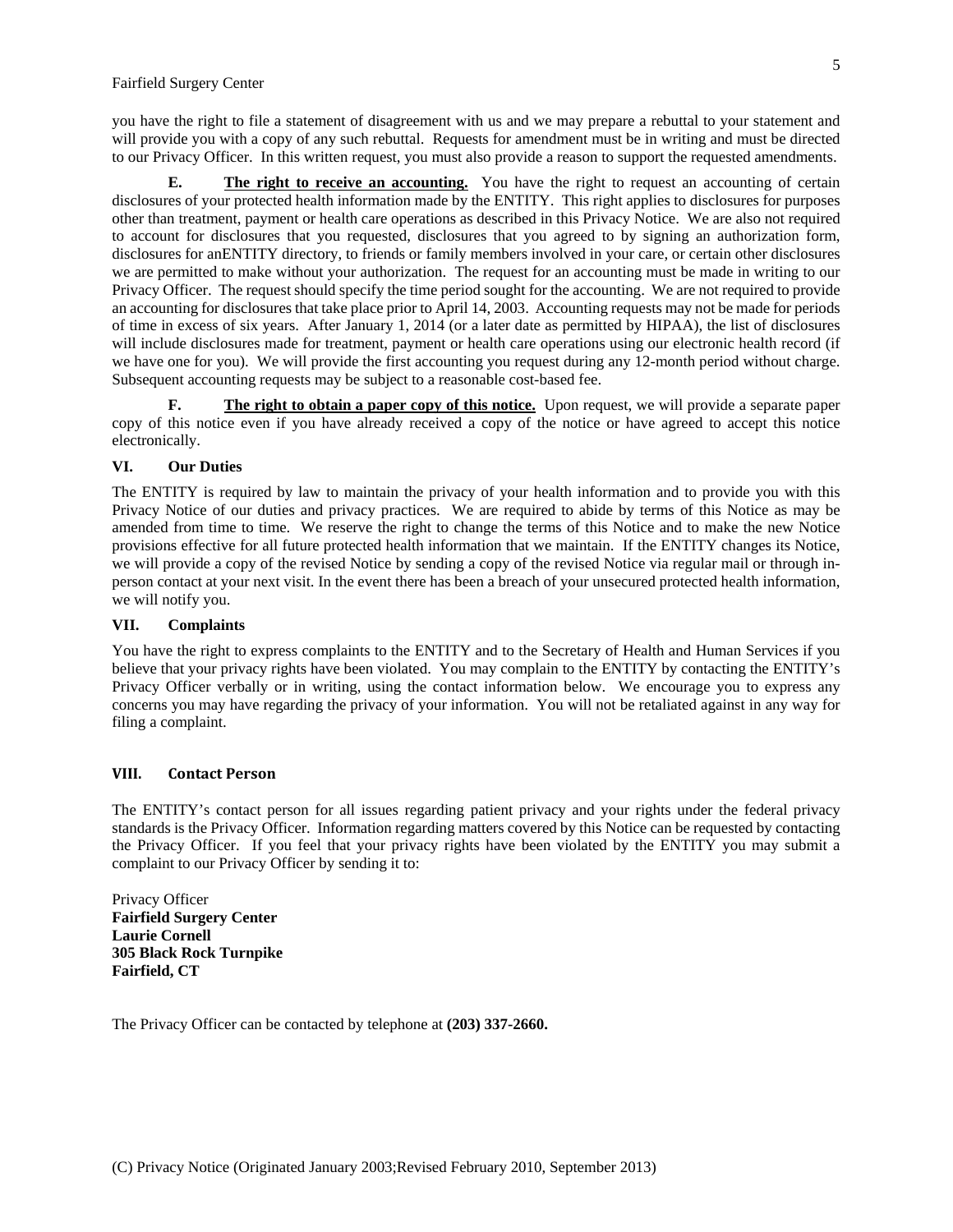you have the right to file a statement of disagreement with us and we may prepare a rebuttal to your statement and will provide you with a copy of any such rebuttal. Requests for amendment must be in writing and must be directed to our Privacy Officer. In this written request, you must also provide a reason to support the requested amendments.

**E. The right to receive an accounting.** You have the right to request an accounting of certain disclosures of your protected health information made by the ENTITY. This right applies to disclosures for purposes other than treatment, payment or health care operations as described in this Privacy Notice. We are also not required to account for disclosures that you requested, disclosures that you agreed to by signing an authorization form, disclosures for anENTITY directory, to friends or family members involved in your care, or certain other disclosures we are permitted to make without your authorization. The request for an accounting must be made in writing to our Privacy Officer. The request should specify the time period sought for the accounting. We are not required to provide an accounting for disclosures that take place prior to April 14, 2003. Accounting requests may not be made for periods of time in excess of six years. After January 1, 2014 (or a later date as permitted by HIPAA), the list of disclosures will include disclosures made for treatment, payment or health care operations using our electronic health record (if we have one for you). We will provide the first accounting you request during any 12-month period without charge. Subsequent accounting requests may be subject to a reasonable cost-based fee.

**F. The right to obtain a paper copy of this notice.** Upon request, we will provide a separate paper copy of this notice even if you have already received a copy of the notice or have agreed to accept this notice electronically.

## VI. Our Duties

The ENTITY is required by law to maintain the privacy of your health information and to provide you with this Privacy Notice of our duties and privacy practices. We are required to abide by terms of this Notice as may be amended from time to time. We reserve the right to change the terms of this Notice and to make the new Notice provisions effective for all future protected health information that we maintain. If the ENTITY changes its Notice, we will provide a copy of the revised Notice by sending a copy of the revised Notice via regular mail or through in-person contact at your next visit. In the event there has been a breach of your unsecured protected health information, we will notify you.

## VII. Complaints

You have the right to express complaints to the ENTITY and to the Secretary of Health and Human Services if you believe that your privacy rights have been violated. You may complain to the ENTITY by contacting the ENTITY's Privacy Officer verbally or in writing, using the contact information below. We encourage you to express any concerns you may have regarding the privacy of your information. You will not be retaliated against in any way for filing a complaint.

## VIII. Contact Person

The ENTITY's contact person for all issues regarding patient privacy and your rights under the federal privacy standards is the Privacy Officer. Information regarding matters covered by this Notice can be requested by contacting the Privacy Officer. If you feel that your privacy rights have been violated by the ENTITY you may submit a complaint to our Privacy Officer by sending it to:

Privacy Officer
**Fairfield Surgery Center**
**Laurie Cornell**
**305 Black Rock Turnpike**
**Fairfield, CT**

The Privacy Officer can be contacted by telephone at **(203) 337-2660.**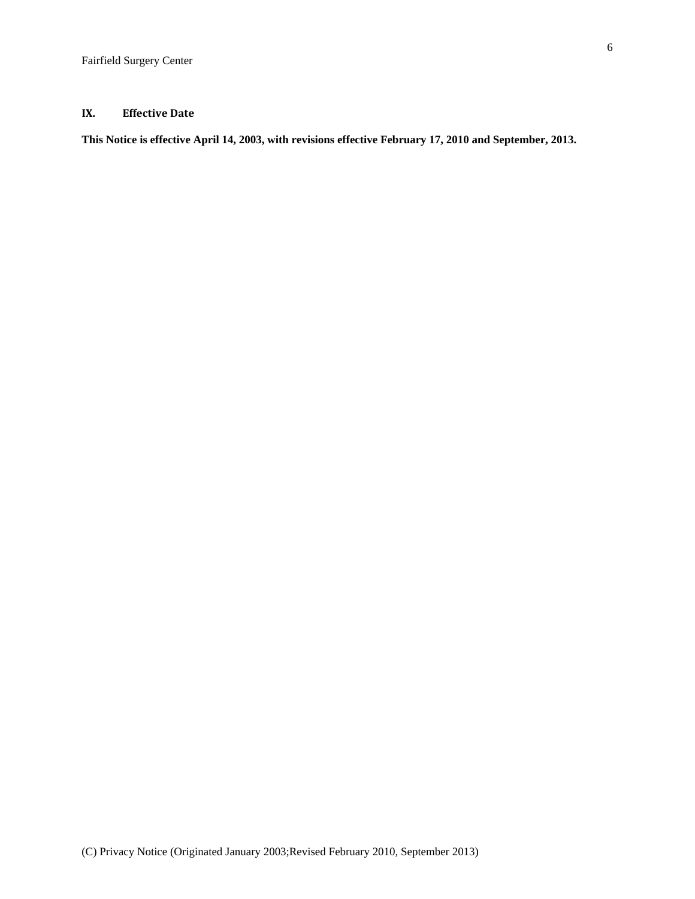## IX. Effective Date

**This Notice is effective April 14, 2003, with revisions effective February 17, 2010 and September, 2013.**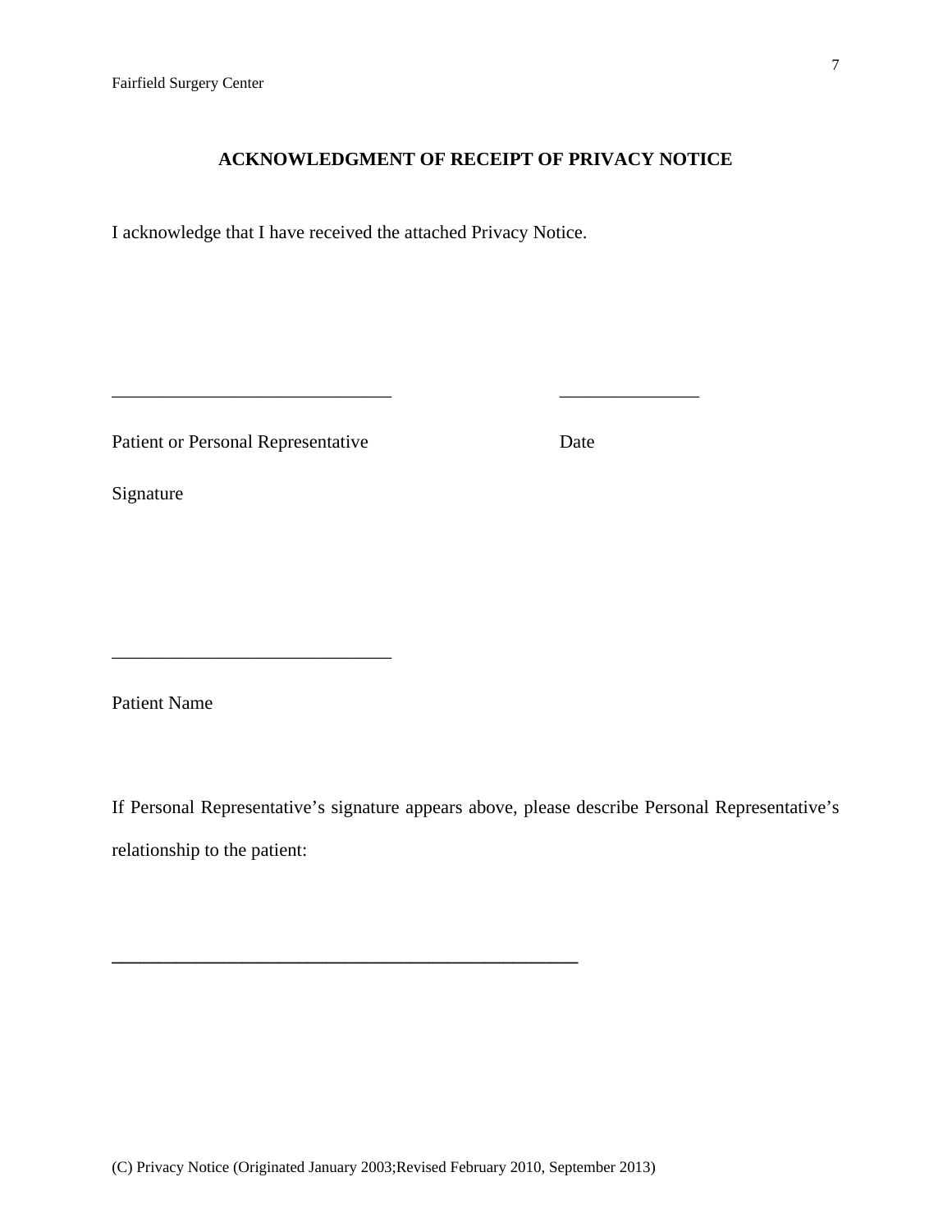## ACKNOWLEDGMENT OF RECEIPT OF PRIVACY NOTICE

I acknowledge that I have received the attached Privacy Notice.

______________________________ _______________

Patient or Personal Representative Date

Signature

______________________________

Patient Name

If Personal Representative's signature appears above, please describe Personal Representative's relationship to the patient:

__________________________________________________

(C) Privacy Notice (Originated January 2003;Revised February 2010, September 2013)